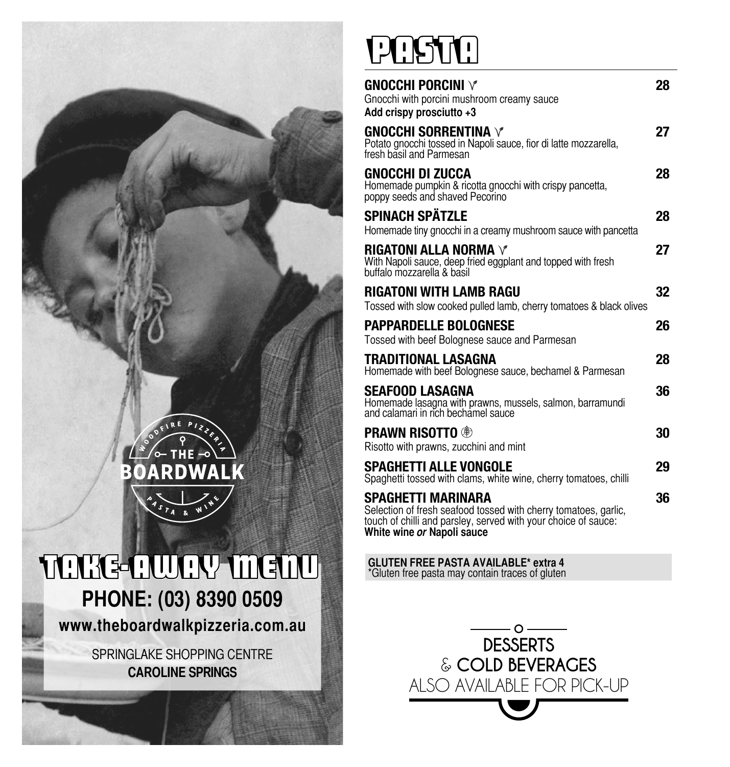WOODFIRE PIZZERIA

THE BOARDWALK

PASTA & WINE

# TAKE-AWAY MENU

**PHONE: (03) 8390 0509**

**www.theboardwalkpizzeria.com.au**

SPRINGLAKE SHOPPING CENTRE
**CAROLINE SPRINGS**

# PASTA

**GNOCCHI PORCINI** (V) — **28**
Gnocchi with porcini mushroom creamy sauce
**Add crispy prosciutto +3**

**GNOCCHI SORRENTINA** (V) — **27**
Potato gnocchi tossed in Napoli sauce, fior di latte mozzarella, fresh basil and Parmesan

**GNOCCHI DI ZUCCA** — **28**
Homemade pumpkin & ricotta gnocchi with crispy pancetta, poppy seeds and shaved Pecorino

**SPINACH SPÄTZLE** — **28**
Homemade tiny gnocchi in a creamy mushroom sauce with pancetta

**RIGATONI ALLA NORMA** (V) — **27**
With Napoli sauce, deep fried eggplant and topped with fresh buffalo mozzarella & basil

**RIGATONI WITH LAMB RAGU** — **32**
Tossed with slow cooked pulled lamb, cherry tomatoes & black olives

**PAPPARDELLE BOLOGNESE** — **26**
Tossed with beef Bolognese sauce and Parmesan

**TRADITIONAL LASAGNA** — **28**
Homemade with beef Bolognese sauce, bechamel & Parmesan

**SEAFOOD LASAGNA** — **36**
Homemade lasagna with prawns, mussels, salmon, barramundi and calamari in rich bechamel sauce

**PRAWN RISOTTO** (GF) — **30**
Risotto with prawns, zucchini and mint

**SPAGHETTI ALLE VONGOLE** — **29**
Spaghetti tossed with clams, white wine, cherry tomatoes, chilli

**SPAGHETTI MARINARA** — **36**
Selection of fresh seafood tossed with cherry tomatoes, garlic, touch of chilli and parsley, served with your choice of sauce:
**White wine *or* Napoli sauce**

**GLUTEN FREE PASTA AVAILABLE* extra 4**
*Gluten free pasta may contain traces of gluten

DESSERTS
& COLD BEVERAGES
ALSO AVAILABLE FOR PICK-UP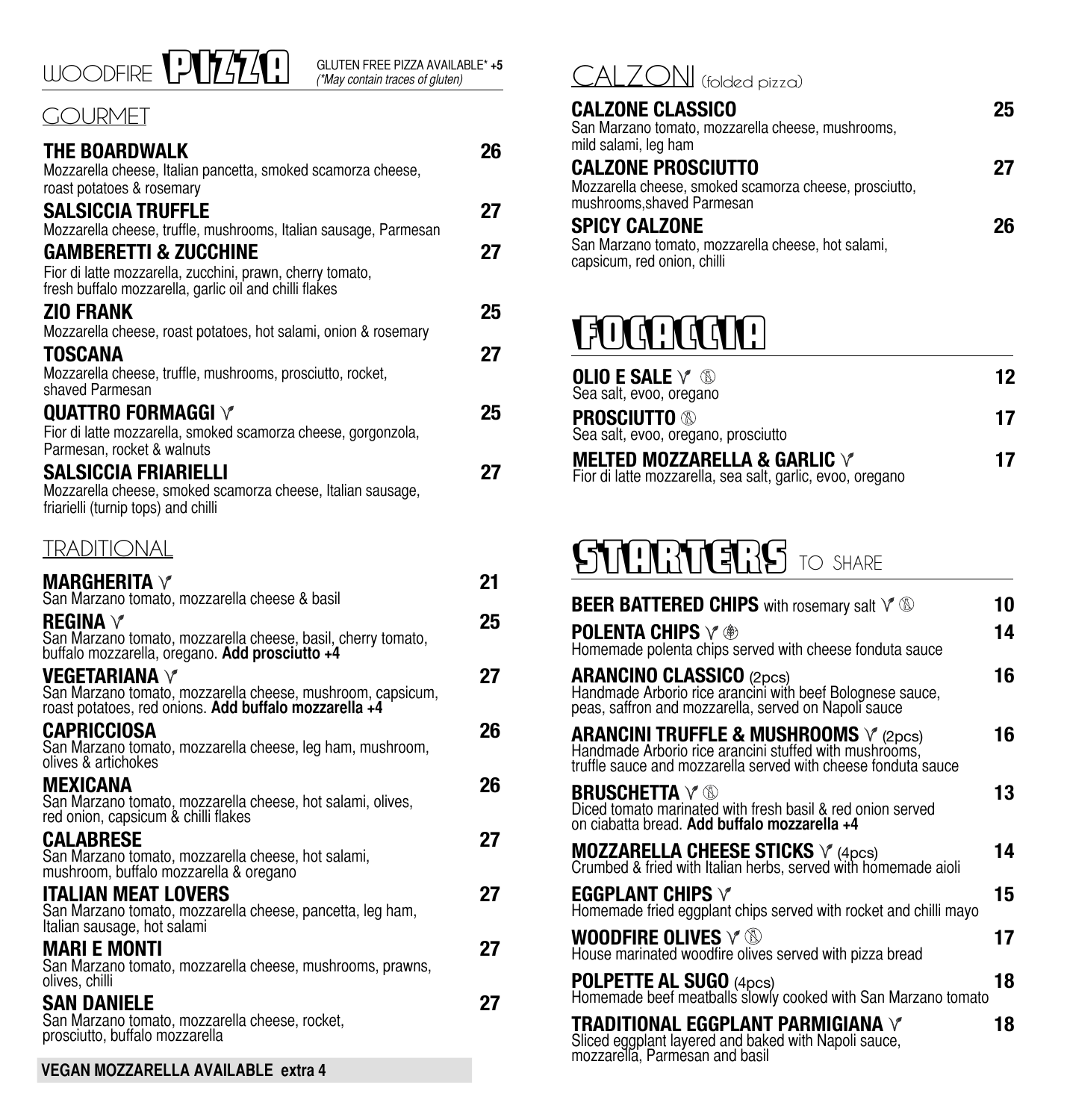# WOODFIRE PIZZA

GLUTEN FREE PIZZA AVAILABLE* **+5**
*(*May contain traces of gluten)*

## GOURMET

**THE BOARDWALK** — **26**
Mozzarella cheese, Italian pancetta, smoked scamorza cheese, roast potatoes & rosemary

**SALSICCIA TRUFFLE** — **27**
Mozzarella cheese, truffle, mushrooms, Italian sausage, Parmesan

**GAMBERETTI & ZUCCHINE** — **27**
Fior di latte mozzarella, zucchini, prawn, cherry tomato, fresh buffalo mozzarella, garlic oil and chilli flakes

**ZIO FRANK** — **25**
Mozzarella cheese, roast potatoes, hot salami, onion & rosemary

**TOSCANA** — **27**
Mozzarella cheese, truffle, mushrooms, prosciutto, rocket, shaved Parmesan

**QUATTRO FORMAGGI** V — **25**
Fior di latte mozzarella, smoked scamorza cheese, gorgonzola, Parmesan, rocket & walnuts

**SALSICCIA FRIARIELLI** — **27**
Mozzarella cheese, smoked scamorza cheese, Italian sausage, friarielli (turnip tops) and chilli

## TRADITIONAL

**MARGHERITA** V — **21**
San Marzano tomato, mozzarella cheese & basil

**REGINA** V — **25**
San Marzano tomato, mozzarella cheese, basil, cherry tomato, buffalo mozzarella, oregano. **Add prosciutto +4**

**VEGETARIANA** V — **27**
San Marzano tomato, mozzarella cheese, mushroom, capsicum, roast potatoes, red onions. **Add buffalo mozzarella +4**

**CAPRICCIOSA** — **26**
San Marzano tomato, mozzarella cheese, leg ham, mushroom, olives & artichokes

**MEXICANA** — **26**
San Marzano tomato, mozzarella cheese, hot salami, olives, red onion, capsicum & chilli flakes

**CALABRESE** — **27**
San Marzano tomato, mozzarella cheese, hot salami, mushroom, buffalo mozzarella & oregano

**ITALIAN MEAT LOVERS** — **27**
San Marzano tomato, mozzarella cheese, pancetta, leg ham, Italian sausage, hot salami

**MARI E MONTI** — **27**
San Marzano tomato, mozzarella cheese, mushrooms, prawns, olives, chilli

**SAN DANIELE** — **27**
San Marzano tomato, mozzarella cheese, rocket, prosciutto, buffalo mozzarella

**VEGAN MOZZARELLA AVAILABLE extra 4**

# CALZONI (folded pizza)

**CALZONE CLASSICO** — **25**
San Marzano tomato, mozzarella cheese, mushrooms, mild salami, leg ham

**CALZONE PROSCIUTTO** — **27**
Mozzarella cheese, smoked scamorza cheese, prosciutto, mushrooms,shaved Parmesan

**SPICY CALZONE** — **26**
San Marzano tomato, mozzarella cheese, hot salami, capsicum, red onion, chilli

# FOCACCIA

**OLIO E SALE** V Ⓢ — **12**
Sea salt, evoo, oregano

**PROSCIUTTO** Ⓢ — **17**
Sea salt, evoo, oregano, prosciutto

**MELTED MOZZARELLA & GARLIC** V — **17**
Fior di latte mozzarella, sea salt, garlic, evoo, oregano

# STARTERS TO SHARE

**BEER BATTERED CHIPS** with rosemary salt V Ⓢ — **10**

**POLENTA CHIPS** V — **14**
Homemade polenta chips served with cheese fonduta sauce

**ARANCINO CLASSICO** (2pcs) — **16**
Handmade Arborio rice arancini with beef Bolognese sauce, peas, saffron and mozzarella, served on Napoli sauce

**ARANCINI TRUFFLE & MUSHROOMS** V (2pcs) — **16**
Handmade Arborio rice arancini stuffed with mushrooms, truffle sauce and mozzarella served with cheese fonduta sauce

**BRUSCHETTA** V Ⓢ — **13**
Diced tomato marinated with fresh basil & red onion served on ciabatta bread. **Add buffalo mozzarella +4**

**MOZZARELLA CHEESE STICKS** V (4pcs) — **14**
Crumbed & fried with Italian herbs, served with homemade aioli

**EGGPLANT CHIPS** V — **15**
Homemade fried eggplant chips served with rocket and chilli mayo

**WOODFIRE OLIVES** V Ⓢ — **17**
House marinated woodfire olives served with pizza bread

**POLPETTE AL SUGO** (4pcs) — **18**
Homemade beef meatballs slowly cooked with San Marzano tomato

**TRADITIONAL EGGPLANT PARMIGIANA** V — **18**
Sliced eggplant layered and baked with Napoli sauce, mozzarella, Parmesan and basil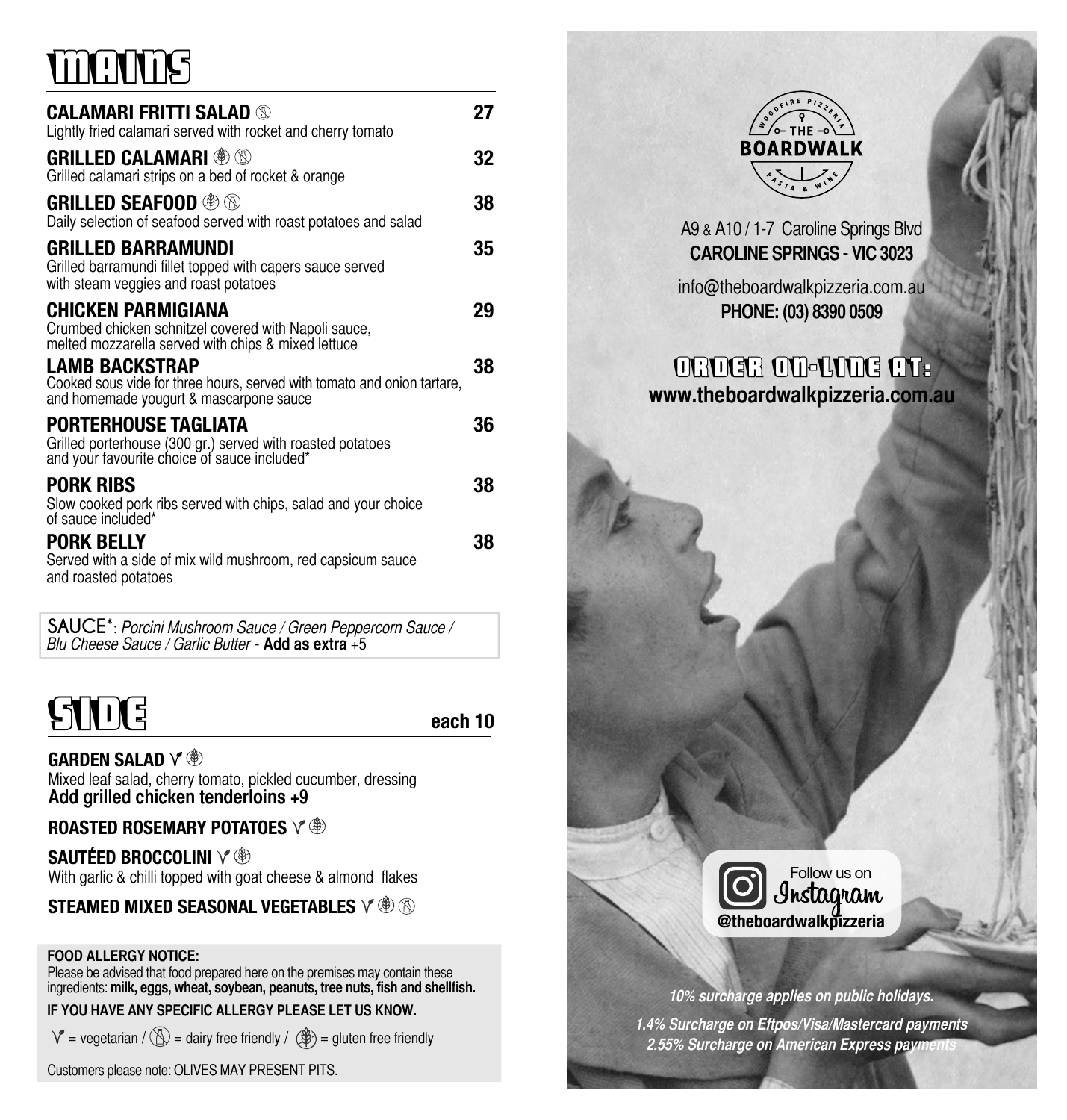# MAINS

**CALAMARI FRITTI SALAD** Ⓓ **27**
Lightly fried calamari served with rocket and cherry tomato

**GRILLED CALAMARI** Ⓖ Ⓓ **32**
Grilled calamari strips on a bed of rocket & orange

**GRILLED SEAFOOD** Ⓖ Ⓓ **38**
Daily selection of seafood served with roast potatoes and salad

**GRILLED BARRAMUNDI** **35**
Grilled barramundi fillet topped with capers sauce served with steam veggies and roast potatoes

**CHICKEN PARMIGIANA** **29**
Crumbed chicken schnitzel covered with Napoli sauce, melted mozzarella served with chips & mixed lettuce

**LAMB BACKSTRAP** **38**
Cooked sous vide for three hours, served with tomato and onion tartare, and homemade yougurt & mascarpone sauce

**PORTERHOUSE TAGLIATA** **36**
Grilled porterhouse (300 gr.) served with roasted potatoes and your favourite choice of sauce included*

**PORK RIBS** **38**
Slow cooked pork ribs served with chips, salad and your choice of sauce included*

**PORK BELLY** **38**
Served with a side of mix wild mushroom, red capsicum sauce and roasted potatoes

SAUCE*: *Porcini Mushroom Sauce / Green Peppercorn Sauce / Blu Cheese Sauce / Garlic Butter* - **Add as extra** +5

# SIDE

**each 10**

**GARDEN SALAD** V Ⓖ
Mixed leaf salad, cherry tomato, pickled cucumber, dressing
**Add grilled chicken tenderloins +9**

**ROASTED ROSEMARY POTATOES** V Ⓖ

**SAUTÉED BROCCOLINI** V Ⓖ
With garlic & chilli topped with goat cheese & almond flakes

**STEAMED MIXED SEASONAL VEGETABLES** V Ⓖ Ⓓ

**FOOD ALLERGY NOTICE:**
Please be advised that food prepared here on the premises may contain these ingredients: **milk, eggs, wheat, soybean, peanuts, tree nuts, fish and shellfish.**

**IF YOU HAVE ANY SPECIFIC ALLERGY PLEASE LET US KNOW.**

V = vegetarian / Ⓓ = dairy free friendly / Ⓖ = gluten free friendly

Customers please note: OLIVES MAY PRESENT PITS.

WOODFIRE PIZZERIA
THE BOARDWALK
PASTA & WINE

A9 & A10 / 1-7 Caroline Springs Blvd
**CAROLINE SPRINGS - VIC 3023**

info@theboardwalkpizzeria.com.au
**PHONE: (03) 8390 0509**

ORDER ON-LINE AT:
**www.theboardwalkpizzeria.com.au**

Follow us on Instagram
**@theboardwalkpizzeria**

***10% surcharge applies on public holidays.***

***1.4% Surcharge on Eftpos/Visa/Mastercard payments***
***2.55% Surcharge on American Express payments***